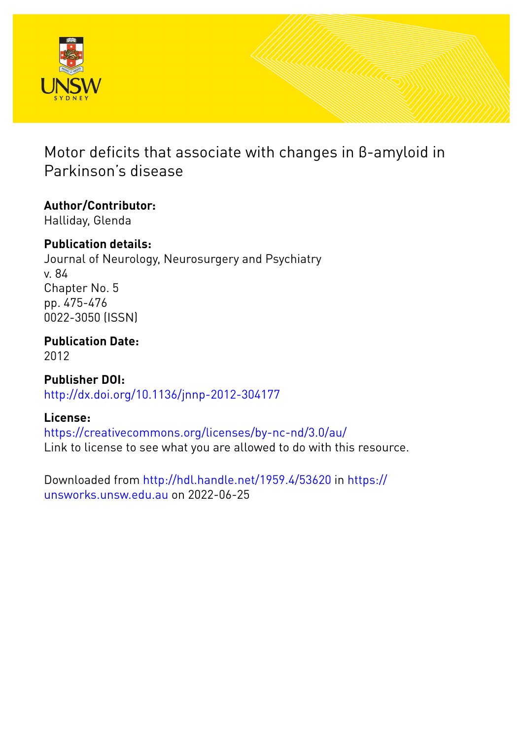# Motor deficits that associate with changes in ß-amyloid in Parkinson's disease

**Author/Contributor:**
Halliday, Glenda

**Publication details:**
Journal of Neurology, Neurosurgery and Psychiatry
v. 84
Chapter No. 5
pp. 475-476
0022-3050 (ISSN)

**Publication Date:**
2012

**Publisher DOI:**
http://dx.doi.org/10.1136/jnnp-2012-304177

**License:**
https://creativecommons.org/licenses/by-nc-nd/3.0/au/
Link to license to see what you are allowed to do with this resource.

Downloaded from http://hdl.handle.net/1959.4/53620 in https://unsworks.unsw.edu.au on 2022-06-25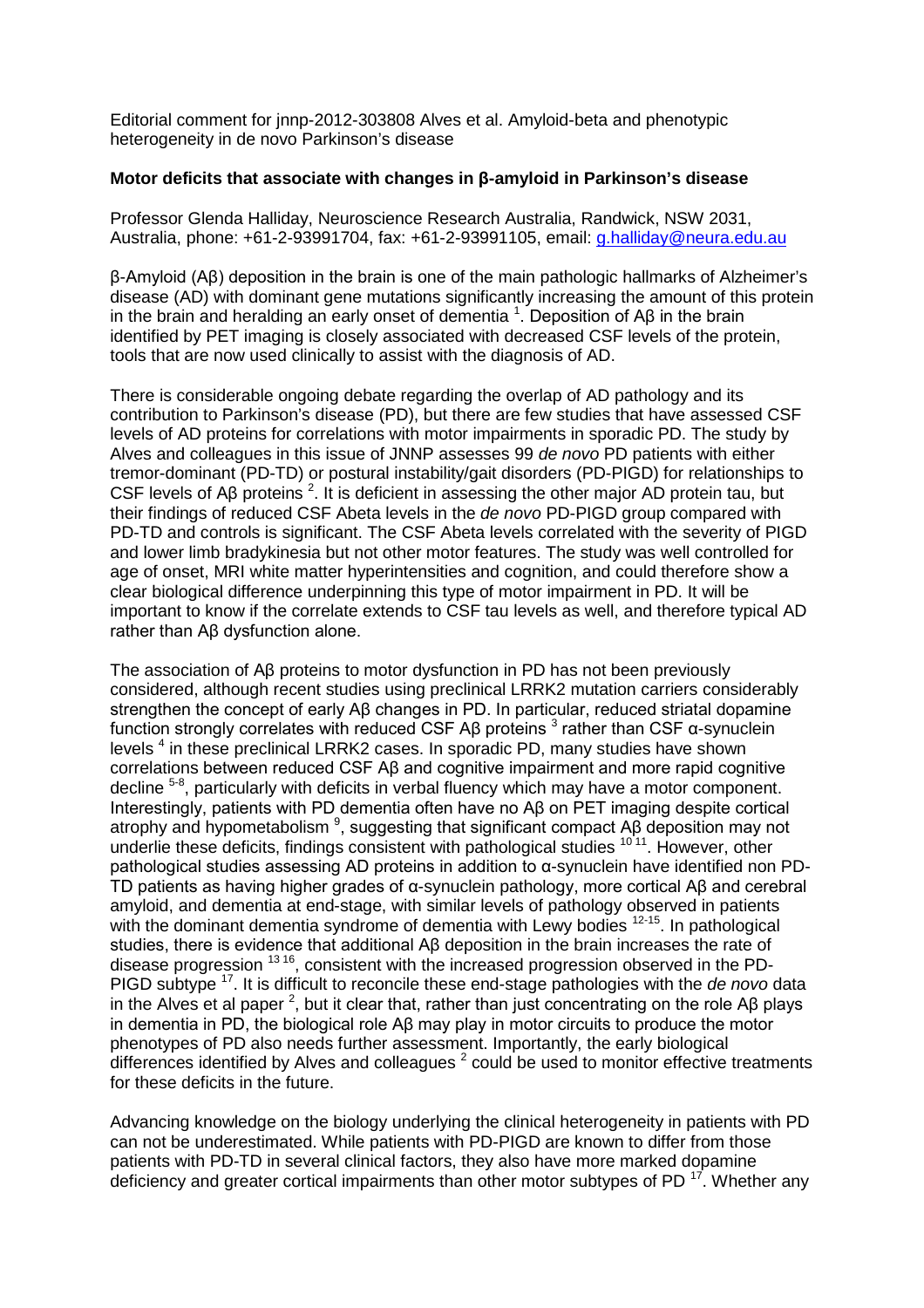Editorial comment for jnnp-2012-303808 Alves et al. Amyloid-beta and phenotypic heterogeneity in de novo Parkinson's disease

**Motor deficits that associate with changes in β-amyloid in Parkinson's disease**

Professor Glenda Halliday, Neuroscience Research Australia, Randwick, NSW 2031, Australia, phone: +61-2-93991704, fax: +61-2-93991105, email: g.halliday@neura.edu.au

β-Amyloid (Aβ) deposition in the brain is one of the main pathologic hallmarks of Alzheimer's disease (AD) with dominant gene mutations significantly increasing the amount of this protein in the brain and heralding an early onset of dementia [1]. Deposition of Aβ in the brain identified by PET imaging is closely associated with decreased CSF levels of the protein, tools that are now used clinically to assist with the diagnosis of AD.

There is considerable ongoing debate regarding the overlap of AD pathology and its contribution to Parkinson's disease (PD), but there are few studies that have assessed CSF levels of AD proteins for correlations with motor impairments in sporadic PD. The study by Alves and colleagues in this issue of JNNP assesses 99 *de novo* PD patients with either tremor-dominant (PD-TD) or postural instability/gait disorders (PD-PIGD) for relationships to CSF levels of Aβ proteins [2]. It is deficient in assessing the other major AD protein tau, but their findings of reduced CSF Abeta levels in the *de novo* PD-PIGD group compared with PD-TD and controls is significant. The CSF Abeta levels correlated with the severity of PIGD and lower limb bradykinesia but not other motor features. The study was well controlled for age of onset, MRI white matter hyperintensities and cognition, and could therefore show a clear biological difference underpinning this type of motor impairment in PD. It will be important to know if the correlate extends to CSF tau levels as well, and therefore typical AD rather than Aβ dysfunction alone.

The association of Aβ proteins to motor dysfunction in PD has not been previously considered, although recent studies using preclinical LRRK2 mutation carriers considerably strengthen the concept of early Aβ changes in PD. In particular, reduced striatal dopamine function strongly correlates with reduced CSF Aβ proteins [3] rather than CSF α-synuclein levels [4] in these preclinical LRRK2 cases. In sporadic PD, many studies have shown correlations between reduced CSF Aβ and cognitive impairment and more rapid cognitive decline [5-8], particularly with deficits in verbal fluency which may have a motor component. Interestingly, patients with PD dementia often have no Aβ on PET imaging despite cortical atrophy and hypometabolism [9], suggesting that significant compact Aβ deposition may not underlie these deficits, findings consistent with pathological studies [10 11]. However, other pathological studies assessing AD proteins in addition to α-synuclein have identified non PD-TD patients as having higher grades of α-synuclein pathology, more cortical Aβ and cerebral amyloid, and dementia at end-stage, with similar levels of pathology observed in patients with the dominant dementia syndrome of dementia with Lewy bodies [12-15]. In pathological studies, there is evidence that additional Aβ deposition in the brain increases the rate of disease progression [13 16], consistent with the increased progression observed in the PD-PIGD subtype [17]. It is difficult to reconcile these end-stage pathologies with the *de novo* data in the Alves et al paper [2], but it clear that, rather than just concentrating on the role Aβ plays in dementia in PD, the biological role Aβ may play in motor circuits to produce the motor phenotypes of PD also needs further assessment. Importantly, the early biological differences identified by Alves and colleagues [2] could be used to monitor effective treatments for these deficits in the future.

Advancing knowledge on the biology underlying the clinical heterogeneity in patients with PD can not be underestimated. While patients with PD-PIGD are known to differ from those patients with PD-TD in several clinical factors, they also have more marked dopamine deficiency and greater cortical impairments than other motor subtypes of PD [17]. Whether any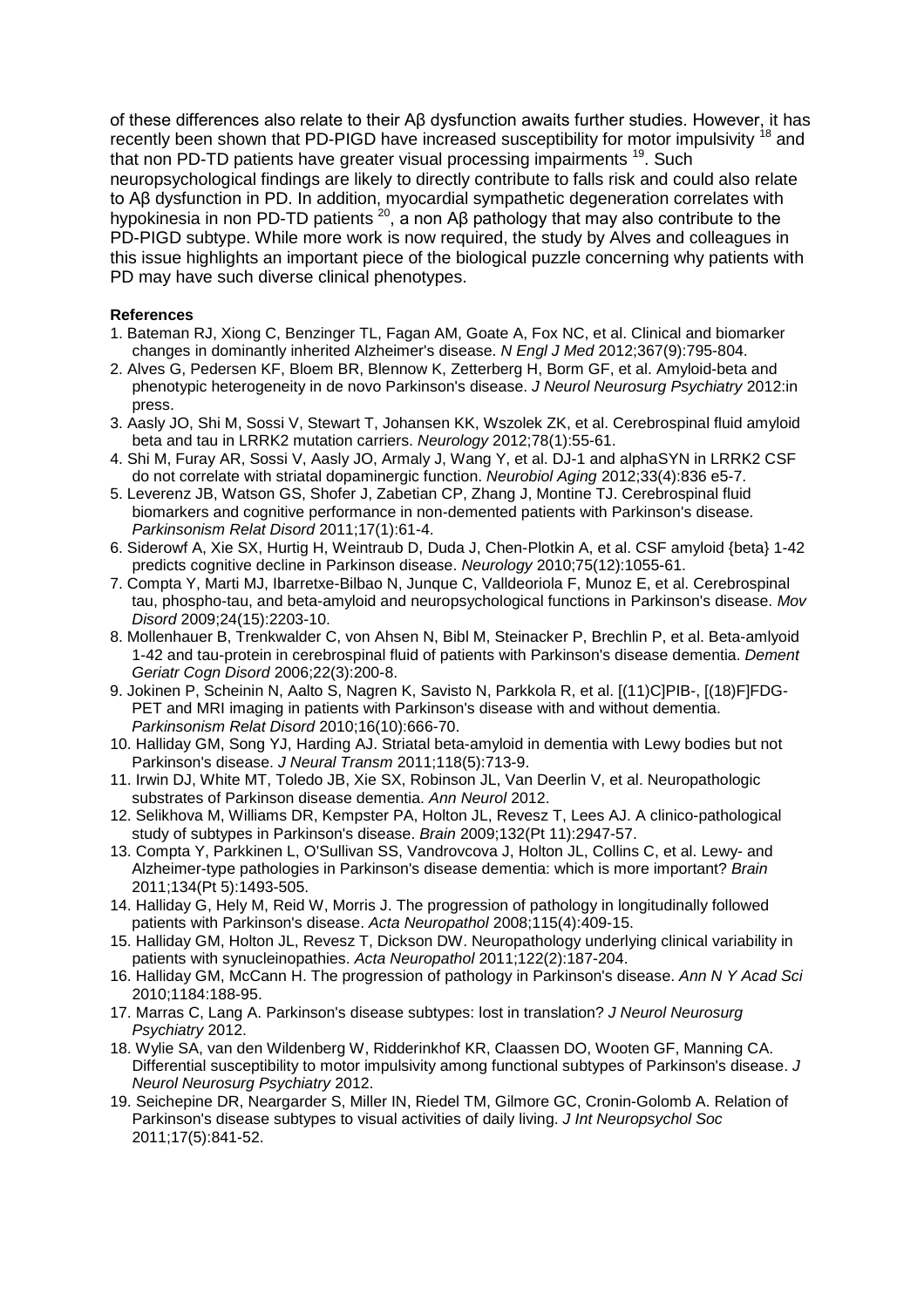of these differences also relate to their Aβ dysfunction awaits further studies. However, it has recently been shown that PD-PIGD have increased susceptibility for motor impulsivity [18] and that non PD-TD patients have greater visual processing impairments [19]. Such neuropsychological findings are likely to directly contribute to falls risk and could also relate to Aβ dysfunction in PD. In addition, myocardial sympathetic degeneration correlates with hypokinesia in non PD-TD patients [20], a non Aβ pathology that may also contribute to the PD-PIGD subtype. While more work is now required, the study by Alves and colleagues in this issue highlights an important piece of the biological puzzle concerning why patients with PD may have such diverse clinical phenotypes.

**References**

1. Bateman RJ, Xiong C, Benzinger TL, Fagan AM, Goate A, Fox NC, et al. Clinical and biomarker changes in dominantly inherited Alzheimer's disease. *N Engl J Med* 2012;367(9):795-804.
2. Alves G, Pedersen KF, Bloem BR, Blennow K, Zetterberg H, Borm GF, et al. Amyloid-beta and phenotypic heterogeneity in de novo Parkinson's disease. *J Neurol Neurosurg Psychiatry* 2012:in press.
3. Aasly JO, Shi M, Sossi V, Stewart T, Johansen KK, Wszolek ZK, et al. Cerebrospinal fluid amyloid beta and tau in LRRK2 mutation carriers. *Neurology* 2012;78(1):55-61.
4. Shi M, Furay AR, Sossi V, Aasly JO, Armaly J, Wang Y, et al. DJ-1 and alphaSYN in LRRK2 CSF do not correlate with striatal dopaminergic function. *Neurobiol Aging* 2012;33(4):836 e5-7.
5. Leverenz JB, Watson GS, Shofer J, Zabetian CP, Zhang J, Montine TJ. Cerebrospinal fluid biomarkers and cognitive performance in non-demented patients with Parkinson's disease. *Parkinsonism Relat Disord* 2011;17(1):61-4.
6. Siderowf A, Xie SX, Hurtig H, Weintraub D, Duda J, Chen-Plotkin A, et al. CSF amyloid {beta} 1-42 predicts cognitive decline in Parkinson disease. *Neurology* 2010;75(12):1055-61.
7. Compta Y, Marti MJ, Ibarretxe-Bilbao N, Junque C, Valldeoriola F, Munoz E, et al. Cerebrospinal tau, phospho-tau, and beta-amyloid and neuropsychological functions in Parkinson's disease. *Mov Disord* 2009;24(15):2203-10.
8. Mollenhauer B, Trenkwalder C, von Ahsen N, Bibl M, Steinacker P, Brechlin P, et al. Beta-amlyoid 1-42 and tau-protein in cerebrospinal fluid of patients with Parkinson's disease dementia. *Dement Geriatr Cogn Disord* 2006;22(3):200-8.
9. Jokinen P, Scheinin N, Aalto S, Nagren K, Savisto N, Parkkola R, et al. [(11)C]PIB-, [(18)F]FDG-PET and MRI imaging in patients with Parkinson's disease with and without dementia. *Parkinsonism Relat Disord* 2010;16(10):666-70.
10. Halliday GM, Song YJ, Harding AJ. Striatal beta-amyloid in dementia with Lewy bodies but not Parkinson's disease. *J Neural Transm* 2011;118(5):713-9.
11. Irwin DJ, White MT, Toledo JB, Xie SX, Robinson JL, Van Deerlin V, et al. Neuropathologic substrates of Parkinson disease dementia. *Ann Neurol* 2012.
12. Selikhova M, Williams DR, Kempster PA, Holton JL, Revesz T, Lees AJ. A clinico-pathological study of subtypes in Parkinson's disease. *Brain* 2009;132(Pt 11):2947-57.
13. Compta Y, Parkkinen L, O'Sullivan SS, Vandrovcova J, Holton JL, Collins C, et al. Lewy- and Alzheimer-type pathologies in Parkinson's disease dementia: which is more important? *Brain* 2011;134(Pt 5):1493-505.
14. Halliday G, Hely M, Reid W, Morris J. The progression of pathology in longitudinally followed patients with Parkinson's disease. *Acta Neuropathol* 2008;115(4):409-15.
15. Halliday GM, Holton JL, Revesz T, Dickson DW. Neuropathology underlying clinical variability in patients with synucleinopathies. *Acta Neuropathol* 2011;122(2):187-204.
16. Halliday GM, McCann H. The progression of pathology in Parkinson's disease. *Ann N Y Acad Sci* 2010;1184:188-95.
17. Marras C, Lang A. Parkinson's disease subtypes: lost in translation? *J Neurol Neurosurg Psychiatry* 2012.
18. Wylie SA, van den Wildenberg W, Ridderinkhof KR, Claassen DO, Wooten GF, Manning CA. Differential susceptibility to motor impulsivity among functional subtypes of Parkinson's disease. *J Neurol Neurosurg Psychiatry* 2012.
19. Seichepine DR, Neargarder S, Miller IN, Riedel TM, Gilmore GC, Cronin-Golomb A. Relation of Parkinson's disease subtypes to visual activities of daily living. *J Int Neuropsychol Soc* 2011;17(5):841-52.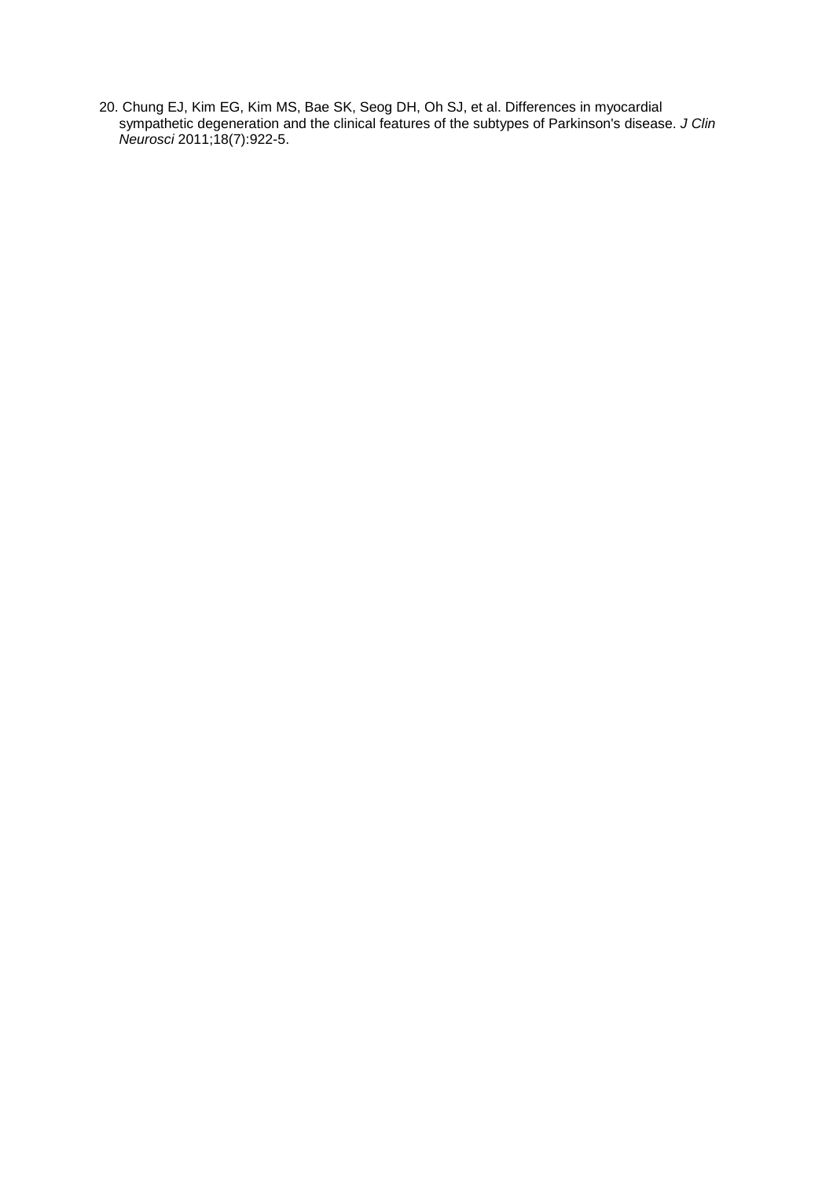20. Chung EJ, Kim EG, Kim MS, Bae SK, Seog DH, Oh SJ, et al. Differences in myocardial sympathetic degeneration and the clinical features of the subtypes of Parkinson's disease. *J Clin Neurosci* 2011;18(7):922-5.